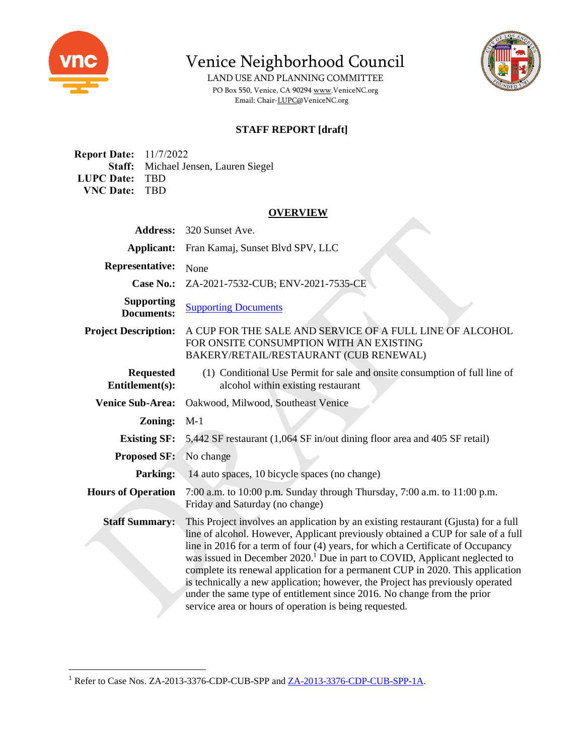# Venice Neighborhood Council

LAND USE AND PLANNING COMMITTEE

PO Box 550, Venice, CA 90294 www.VeniceNC.org

Email: Chair-LUPC@VeniceNC.org

## STAFF REPORT [draft]

**Report Date:** 11/7/2022
**Staff:** Michael Jensen, Lauren Siegel
**LUPC Date:** TBD
**VNC Date:** TBD

## OVERVIEW

| | |
|---|---|
| **Address:** | 320 Sunset Ave. |
| **Applicant:** | Fran Kamaj, Sunset Blvd SPV, LLC |
| **Representative:** | None |
| **Case No.:** | ZA-2021-7532-CUB; ENV-2021-7535-CE |
| **Supporting Documents:** | [Supporting Documents]() |
| **Project Description:** | A CUP FOR THE SALE AND SERVICE OF A FULL LINE OF ALCOHOL FOR ONSITE CONSUMPTION WITH AN EXISTING BAKERY/RETAIL/RESTAURANT (CUB RENEWAL) |
| **Requested Entitlement(s):** | (1) Conditional Use Permit for sale and onsite consumption of full line of alcohol within existing restaurant |
| **Venice Sub-Area:** | Oakwood, Milwood, Southeast Venice |
| **Zoning:** | M-1 |
| **Existing SF:** | 5,442 SF restaurant (1,064 SF in/out dining floor area and 405 SF retail) |
| **Proposed SF:** | No change |
| **Parking:** | 14 auto spaces, 10 bicycle spaces (no change) |
| **Hours of Operation** | 7:00 a.m. to 10:00 p.m. Sunday through Thursday, 7:00 a.m. to 11:00 p.m. Friday and Saturday (no change) |
| **Staff Summary:** | This Project involves an application by an existing restaurant (Gjusta) for a full line of alcohol. However, Applicant previously obtained a CUP for sale of a full line in 2016 for a term of four (4) years, for which a Certificate of Occupancy was issued in December 2020.[1] Due in part to COVID, Applicant neglected to complete its renewal application for a permanent CUP in 2020. This application is technically a new application; however, the Project has previously operated under the same type of entitlement since 2016. No change from the prior service area or hours of operation is being requested. |

---

[1] Refer to Case Nos. ZA-2013-3376-CDP-CUB-SPP and ZA-2013-3376-CDP-CUB-SPP-1A.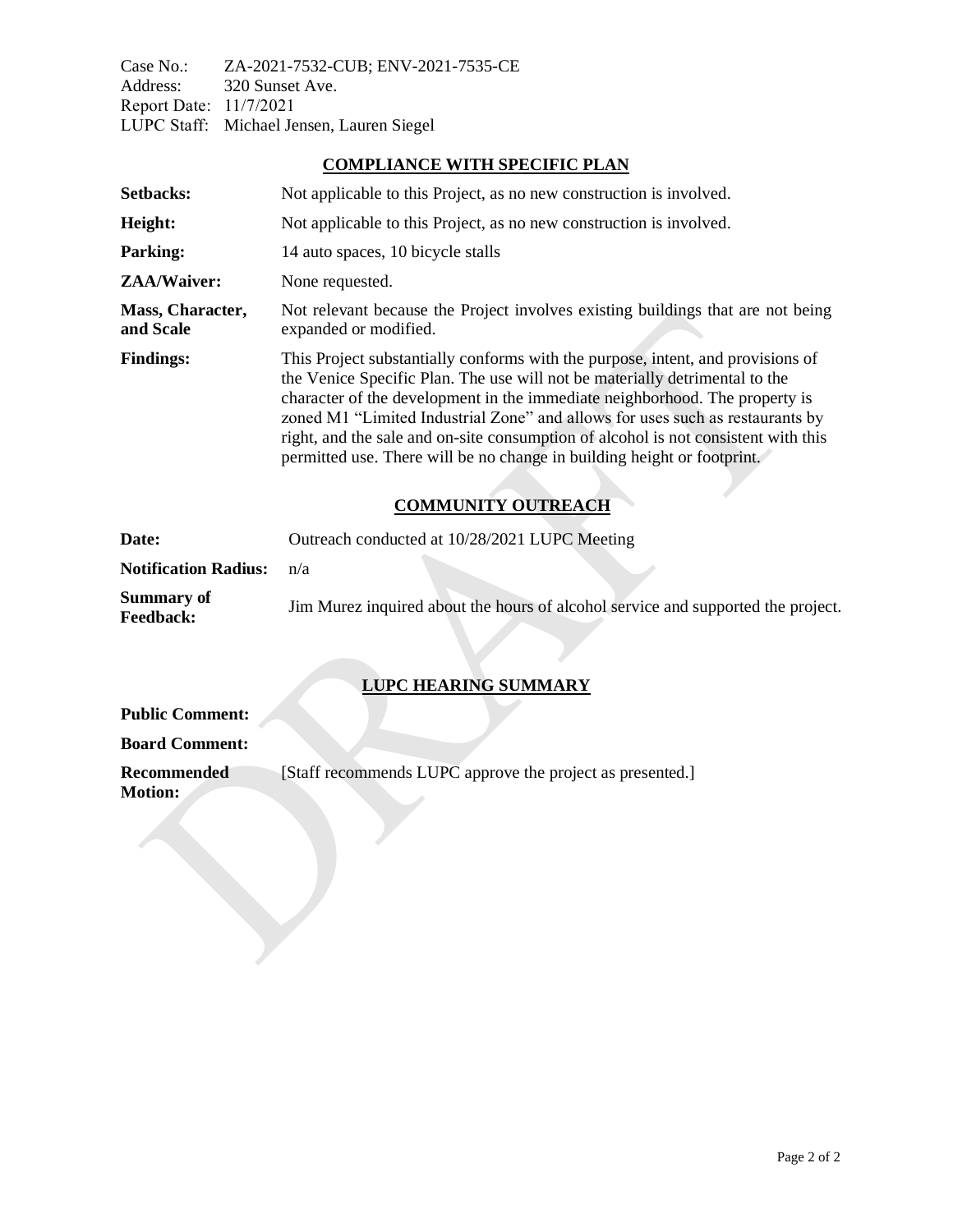Case No.: ZA-2021-7532-CUB; ENV-2021-7535-CE
Address: 320 Sunset Ave.
Report Date: 11/7/2021
LUPC Staff: Michael Jensen, Lauren Siegel

## COMPLIANCE WITH SPECIFIC PLAN

| | |
|---|---|
| **Setbacks:** | Not applicable to this Project, as no new construction is involved. |
| **Height:** | Not applicable to this Project, as no new construction is involved. |
| **Parking:** | 14 auto spaces, 10 bicycle stalls |
| **ZAA/Waiver:** | None requested. |
| **Mass, Character, and Scale** | Not relevant because the Project involves existing buildings that are not being expanded or modified. |
| **Findings:** | This Project substantially conforms with the purpose, intent, and provisions of the Venice Specific Plan. The use will not be materially detrimental to the character of the development in the immediate neighborhood. The property is zoned M1 "Limited Industrial Zone" and allows for uses such as restaurants by right, and the sale and on-site consumption of alcohol is not consistent with this permitted use. There will be no change in building height or footprint. |

## COMMUNITY OUTREACH

| | |
|---|---|
| **Date:** | Outreach conducted at 10/28/2021 LUPC Meeting |
| **Notification Radius:** | n/a |
| **Summary of Feedback:** | Jim Murez inquired about the hours of alcohol service and supported the project. |

## LUPC HEARING SUMMARY

| | |
|---|---|
| **Public Comment:** | |
| **Board Comment:** | |
| **Recommended Motion:** | [Staff recommends LUPC approve the project as presented.] |